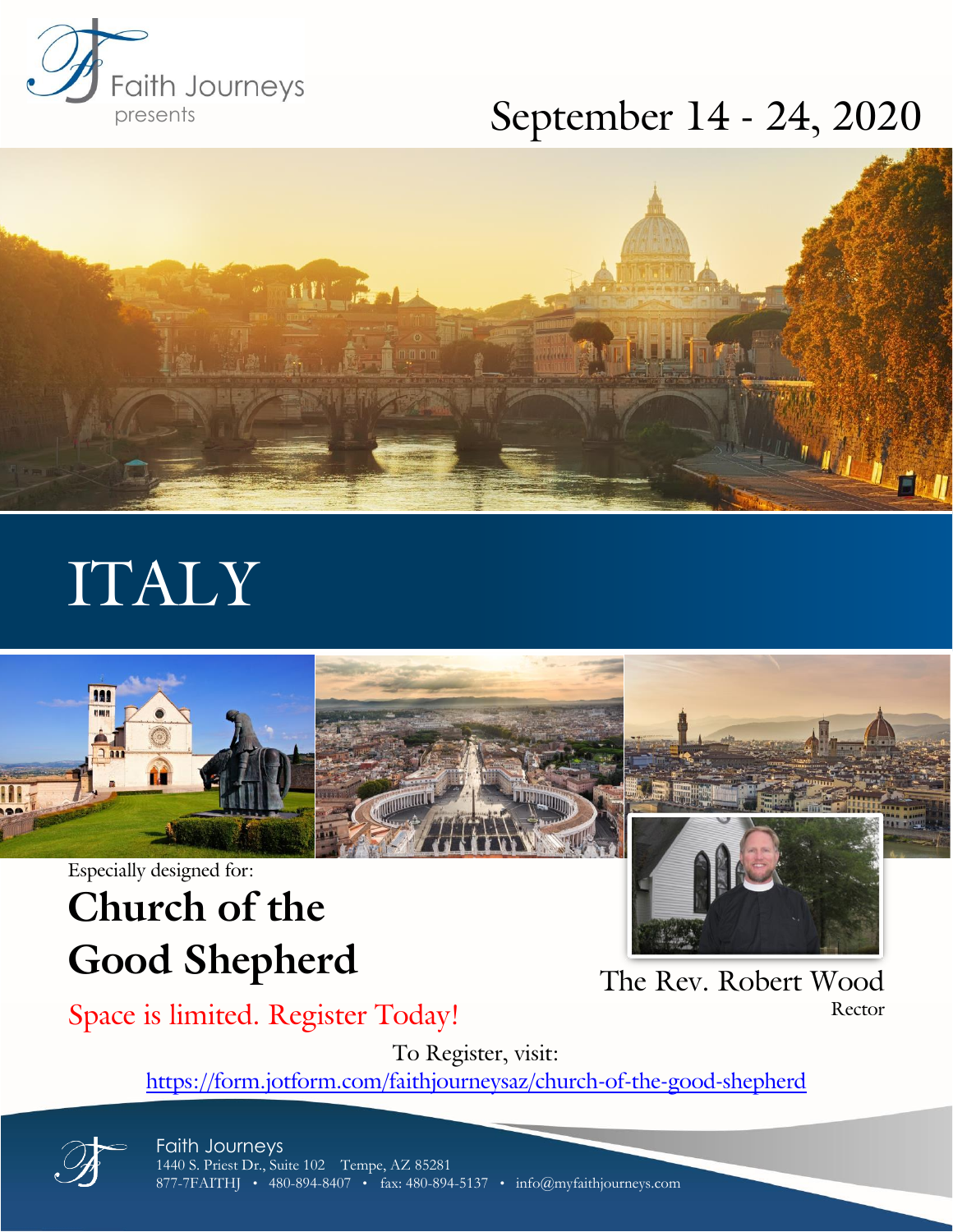Faith Journeys

presents

September 14 - 24, 2020

# ITALY

Especially designed for:

## Church of the Good Shepherd

The Rev. Robert Wood

Rector

Space is limited. Register Today!

To Register, visit:

https://form.jotform.com/faithjourneysaz/church-of-the-good-shepherd

Faith Journeys

1440 S. Priest Dr., Suite 102 Tempe, AZ 85281

877-7FAITHJ • 480-894-8407 • fax: 480-894-5137 • info@myfaithjourneys.com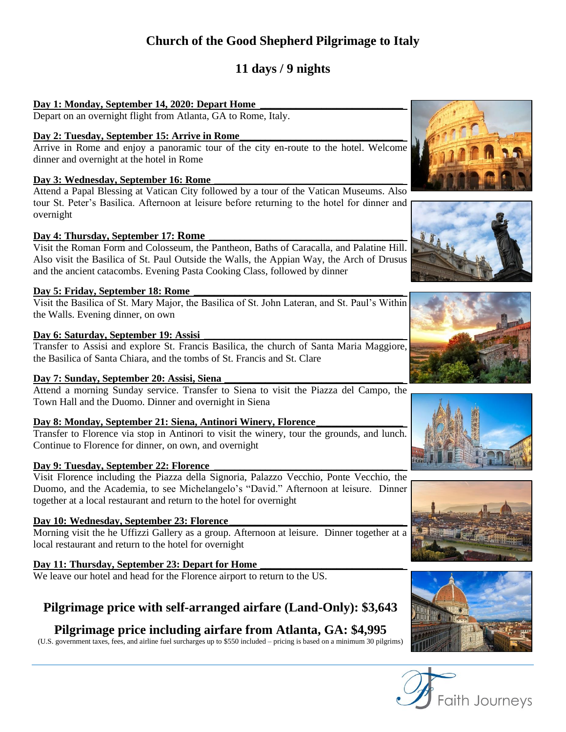# Church of the Good Shepherd Pilgrimage to Italy

## 11 days / 9 nights

**Day 1: Monday, September 14, 2020: Depart Home**
Depart on an overnight flight from Atlanta, GA to Rome, Italy.

**Day 2: Tuesday, September 15: Arrive in Rome**
Arrive in Rome and enjoy a panoramic tour of the city en-route to the hotel. Welcome dinner and overnight at the hotel in Rome

**Day 3: Wednesday, September 16: Rome**
Attend a Papal Blessing at Vatican City followed by a tour of the Vatican Museums. Also tour St. Peter's Basilica. Afternoon at leisure before returning to the hotel for dinner and overnight

**Day 4: Thursday, September 17: Rome**
Visit the Roman Form and Colosseum, the Pantheon, Baths of Caracalla, and Palatine Hill. Also visit the Basilica of St. Paul Outside the Walls, the Appian Way, the Arch of Drusus and the ancient catacombs. Evening Pasta Cooking Class, followed by dinner

**Day 5: Friday, September 18: Rome**
Visit the Basilica of St. Mary Major, the Basilica of St. John Lateran, and St. Paul's Within the Walls. Evening dinner, on own

**Day 6: Saturday, September 19: Assisi**
Transfer to Assisi and explore St. Francis Basilica, the church of Santa Maria Maggiore, the Basilica of Santa Chiara, and the tombs of St. Francis and St. Clare

**Day 7: Sunday, September 20: Assisi, Siena**
Attend a morning Sunday service. Transfer to Siena to visit the Piazza del Campo, the Town Hall and the Duomo. Dinner and overnight in Siena

**Day 8: Monday, September 21: Siena, Antinori Winery, Florence**
Transfer to Florence via stop in Antinori to visit the winery, tour the grounds, and lunch. Continue to Florence for dinner, on own, and overnight

**Day 9: Tuesday, September 22: Florence**
Visit Florence including the Piazza della Signoria, Palazzo Vecchio, Ponte Vecchio, the Duomo, and the Academia, to see Michelangelo's "David." Afternoon at leisure. Dinner together at a local restaurant and return to the hotel for overnight

**Day 10: Wednesday, September 23: Florence**
Morning visit the he Uffizzi Gallery as a group. Afternoon at leisure. Dinner together at a local restaurant and return to the hotel for overnight

**Day 11: Thursday, September 23: Depart for Home**
We leave our hotel and head for the Florence airport to return to the US.

## Pilgrimage price with self-arranged airfare (Land-Only): $3,643

## Pilgrimage price including airfare from Atlanta, GA: $4,995

(U.S. government taxes, fees, and airline fuel surcharges up to $550 included – pricing is based on a minimum 30 pilgrims)

Faith Journeys